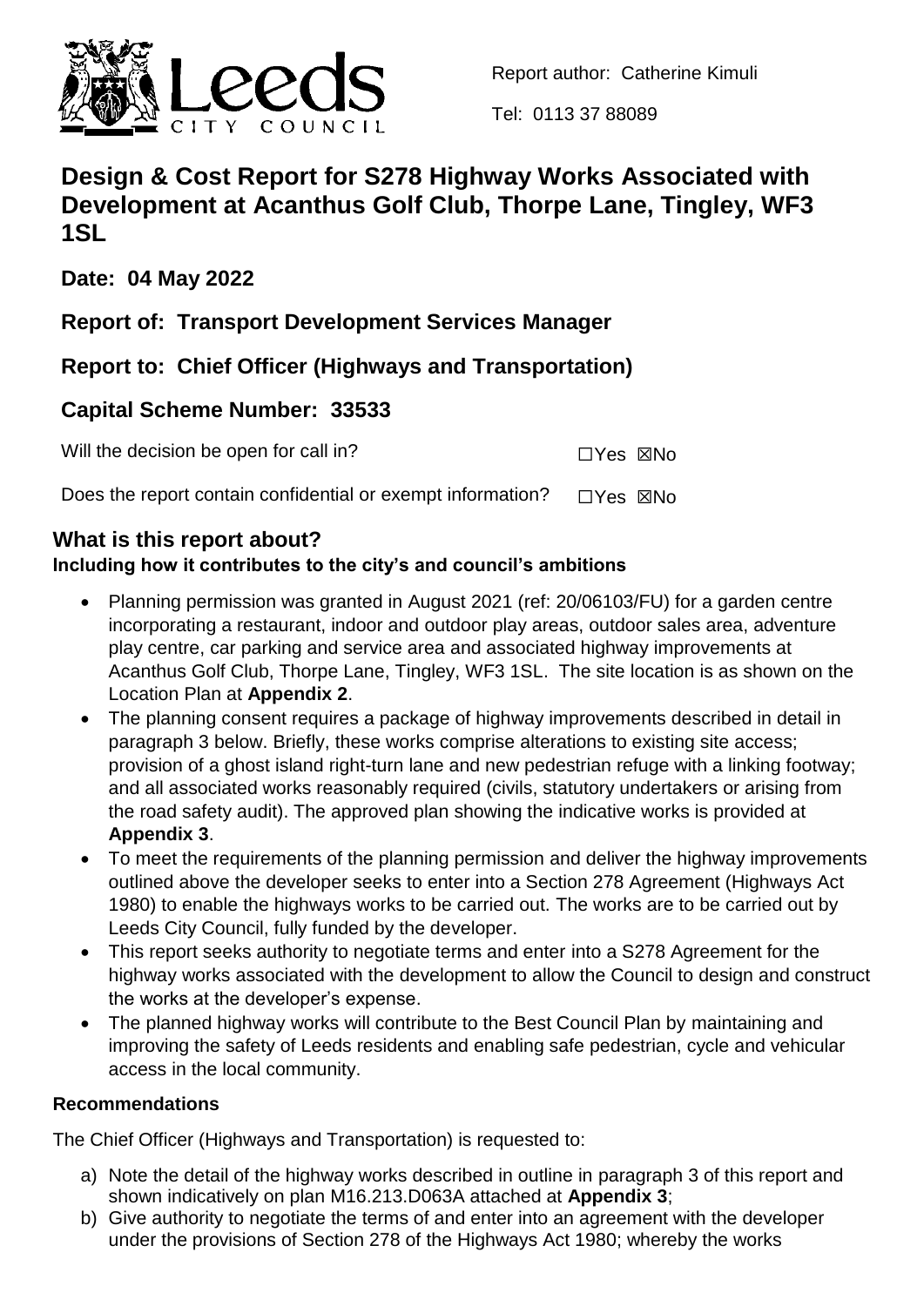Report author: Catherine Kimuli

Tel: 0113 37 88089

# Design & Cost Report for S278 Highway Works Associated with Development at Acanthus Golf Club, Thorpe Lane, Tingley, WF3 1SL

## Date: 04 May 2022

## Report of: Transport Development Services Manager

## Report to: Chief Officer (Highways and Transportation)

## Capital Scheme Number: 33533

Will the decision be open for call in? ☐Yes ☒No

Does the report contain confidential or exempt information? ☐Yes ☒No

## What is this report about?

**Including how it contributes to the city's and council's ambitions**

- Planning permission was granted in August 2021 (ref: 20/06103/FU) for a garden centre incorporating a restaurant, indoor and outdoor play areas, outdoor sales area, adventure play centre, car parking and service area and associated highway improvements at Acanthus Golf Club, Thorpe Lane, Tingley, WF3 1SL. The site location is as shown on the Location Plan at **Appendix 2**.
- The planning consent requires a package of highway improvements described in detail in paragraph 3 below. Briefly, these works comprise alterations to existing site access; provision of a ghost island right-turn lane and new pedestrian refuge with a linking footway; and all associated works reasonably required (civils, statutory undertakers or arising from the road safety audit). The approved plan showing the indicative works is provided at **Appendix 3**.
- To meet the requirements of the planning permission and deliver the highway improvements outlined above the developer seeks to enter into a Section 278 Agreement (Highways Act 1980) to enable the highways works to be carried out. The works are to be carried out by Leeds City Council, fully funded by the developer.
- This report seeks authority to negotiate terms and enter into a S278 Agreement for the highway works associated with the development to allow the Council to design and construct the works at the developer's expense.
- The planned highway works will contribute to the Best Council Plan by maintaining and improving the safety of Leeds residents and enabling safe pedestrian, cycle and vehicular access in the local community.

### Recommendations

The Chief Officer (Highways and Transportation) is requested to:

a) Note the detail of the highway works described in outline in paragraph 3 of this report and shown indicatively on plan M16.213.D063A attached at **Appendix 3**;

b) Give authority to negotiate the terms of and enter into an agreement with the developer under the provisions of Section 278 of the Highways Act 1980; whereby the works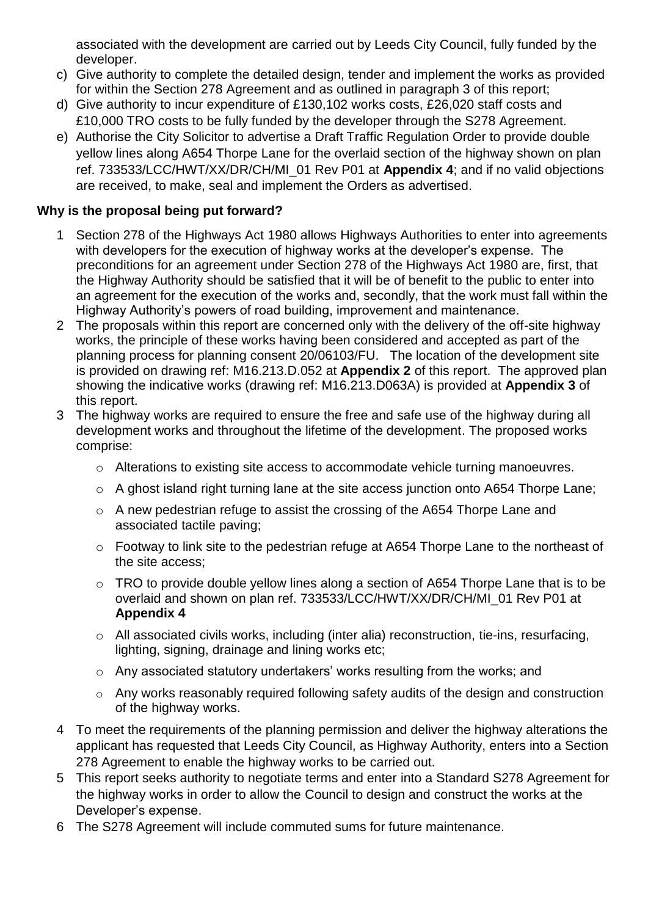associated with the development are carried out by Leeds City Council, fully funded by the developer.

c) Give authority to complete the detailed design, tender and implement the works as provided for within the Section 278 Agreement and as outlined in paragraph 3 of this report;
d) Give authority to incur expenditure of £130,102 works costs, £26,020 staff costs and £10,000 TRO costs to be fully funded by the developer through the S278 Agreement.
e) Authorise the City Solicitor to advertise a Draft Traffic Regulation Order to provide double yellow lines along A654 Thorpe Lane for the overlaid section of the highway shown on plan ref. 733533/LCC/HWT/XX/DR/CH/MI_01 Rev P01 at **Appendix 4**; and if no valid objections are received, to make, seal and implement the Orders as advertised.

## Why is the proposal being put forward?

1 Section 278 of the Highways Act 1980 allows Highways Authorities to enter into agreements with developers for the execution of highway works at the developer's expense. The preconditions for an agreement under Section 278 of the Highways Act 1980 are, first, that the Highway Authority should be satisfied that it will be of benefit to the public to enter into an agreement for the execution of the works and, secondly, that the work must fall within the Highway Authority's powers of road building, improvement and maintenance.

2 The proposals within this report are concerned only with the delivery of the off-site highway works, the principle of these works having been considered and accepted as part of the planning process for planning consent 20/06103/FU. The location of the development site is provided on drawing ref: M16.213.D.052 at **Appendix 2** of this report. The approved plan showing the indicative works (drawing ref: M16.213.D063A) is provided at **Appendix 3** of this report.

3 The highway works are required to ensure the free and safe use of the highway during all development works and throughout the lifetime of the development. The proposed works comprise:

   - Alterations to existing site access to accommodate vehicle turning manoeuvres.
   - A ghost island right turning lane at the site access junction onto A654 Thorpe Lane;
   - A new pedestrian refuge to assist the crossing of the A654 Thorpe Lane and associated tactile paving;
   - Footway to link site to the pedestrian refuge at A654 Thorpe Lane to the northeast of the site access;
   - TRO to provide double yellow lines along a section of A654 Thorpe Lane that is to be overlaid and shown on plan ref. 733533/LCC/HWT/XX/DR/CH/MI_01 Rev P01 at **Appendix 4**
   - All associated civils works, including (inter alia) reconstruction, tie-ins, resurfacing, lighting, signing, drainage and lining works etc;
   - Any associated statutory undertakers' works resulting from the works; and
   - Any works reasonably required following safety audits of the design and construction of the highway works.

4 To meet the requirements of the planning permission and deliver the highway alterations the applicant has requested that Leeds City Council, as Highway Authority, enters into a Section 278 Agreement to enable the highway works to be carried out.

5 This report seeks authority to negotiate terms and enter into a Standard S278 Agreement for the highway works in order to allow the Council to design and construct the works at the Developer's expense.

6 The S278 Agreement will include commuted sums for future maintenance.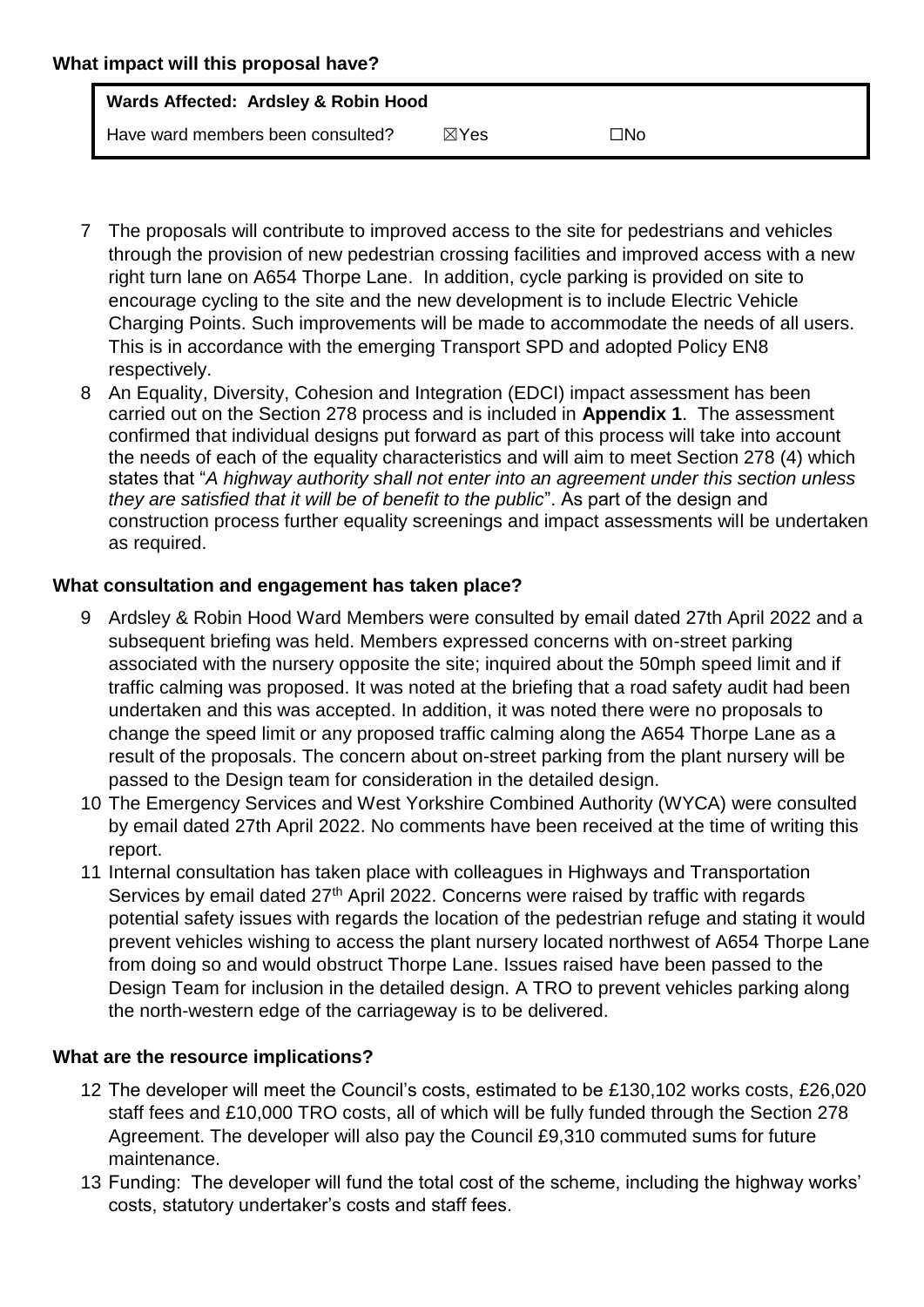**What impact will this proposal have?**

| **Wards Affected: Ardsley & Robin Hood** | | |
| --- | --- | --- |
| Have ward members been consulted? | ☒Yes | ☐No |

7 The proposals will contribute to improved access to the site for pedestrians and vehicles through the provision of new pedestrian crossing facilities and improved access with a new right turn lane on A654 Thorpe Lane. In addition, cycle parking is provided on site to encourage cycling to the site and the new development is to include Electric Vehicle Charging Points. Such improvements will be made to accommodate the needs of all users. This is in accordance with the emerging Transport SPD and adopted Policy EN8 respectively.

8 An Equality, Diversity, Cohesion and Integration (EDCI) impact assessment has been carried out on the Section 278 process and is included in **Appendix 1**. The assessment confirmed that individual designs put forward as part of this process will take into account the needs of each of the equality characteristics and will aim to meet Section 278 (4) which states that "*A highway authority shall not enter into an agreement under this section unless they are satisfied that it will be of benefit to the public*". As part of the design and construction process further equality screenings and impact assessments will be undertaken as required.

**What consultation and engagement has taken place?**

9 Ardsley & Robin Hood Ward Members were consulted by email dated 27th April 2022 and a subsequent briefing was held. Members expressed concerns with on-street parking associated with the nursery opposite the site; inquired about the 50mph speed limit and if traffic calming was proposed. It was noted at the briefing that a road safety audit had been undertaken and this was accepted. In addition, it was noted there were no proposals to change the speed limit or any proposed traffic calming along the A654 Thorpe Lane as a result of the proposals. The concern about on-street parking from the plant nursery will be passed to the Design team for consideration in the detailed design.

10 The Emergency Services and West Yorkshire Combined Authority (WYCA) were consulted by email dated 27th April 2022. No comments have been received at the time of writing this report.

11 Internal consultation has taken place with colleagues in Highways and Transportation Services by email dated 27th April 2022. Concerns were raised by traffic with regards potential safety issues with regards the location of the pedestrian refuge and stating it would prevent vehicles wishing to access the plant nursery located northwest of A654 Thorpe Lane from doing so and would obstruct Thorpe Lane. Issues raised have been passed to the Design Team for inclusion in the detailed design. A TRO to prevent vehicles parking along the north-western edge of the carriageway is to be delivered.

**What are the resource implications?**

12 The developer will meet the Council's costs, estimated to be £130,102 works costs, £26,020 staff fees and £10,000 TRO costs, all of which will be fully funded through the Section 278 Agreement. The developer will also pay the Council £9,310 commuted sums for future maintenance.

13 Funding: The developer will fund the total cost of the scheme, including the highway works' costs, statutory undertaker's costs and staff fees.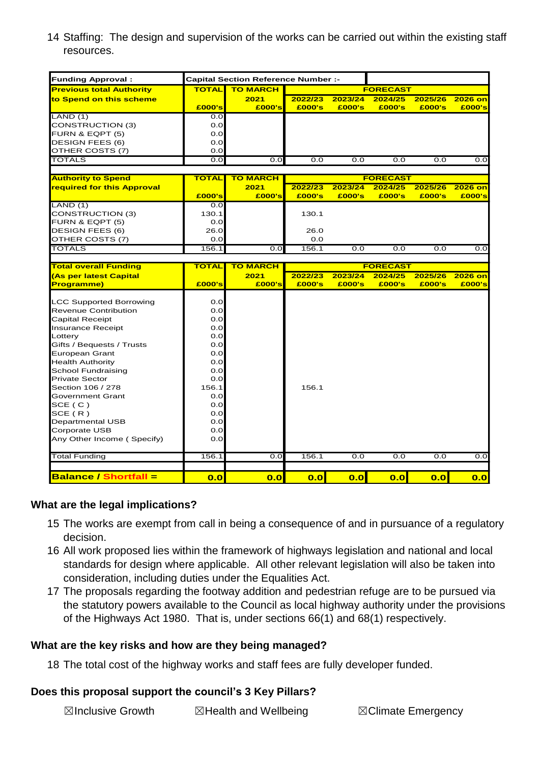14 Staffing: The design and supervision of the works can be carried out within the existing staff resources.

| Funding Approval : | Capital Section Reference Number :- | | | | | | |
|---|---|---|---|---|---|---|---|
| **Previous total Authority to Spend on this scheme** | **TOTAL £000's** | **TO MARCH 2021 £000's** | **FORECAST 2022/23 £000's** | **2023/24 £000's** | **2024/25 £000's** | **2025/26 £000's** | **2026 on £000's** |
| LAND (1) | 0.0 | | | | | | |
| CONSTRUCTION (3) | 0.0 | | | | | | |
| FURN & EQPT (5) | 0.0 | | | | | | |
| DESIGN FEES (6) | 0.0 | | | | | | |
| OTHER COSTS (7) | 0.0 | | | | | | |
| TOTALS | 0.0 | 0.0 | 0.0 | 0.0 | 0.0 | 0.0 | 0.0 |
| | | | | | | | |
| **Authority to Spend required for this Approval** | **TOTAL £000's** | **TO MARCH 2021 £000's** | **FORECAST 2022/23 £000's** | **2023/24 £000's** | **2024/25 £000's** | **2025/26 £000's** | **2026 on £000's** |
| LAND (1) | 0.0 | | | | | | |
| CONSTRUCTION (3) | 130.1 | | 130.1 | | | | |
| FURN & EQPT (5) | 0.0 | | | | | | |
| DESIGN FEES (6) | 26.0 | | 26.0 | | | | |
| OTHER COSTS (7) | 0.0 | | 0.0 | | | | |
| TOTALS | 156.1 | 0.0 | 156.1 | 0.0 | 0.0 | 0.0 | 0.0 |
| | | | | | | | |
| **Total overall Funding (As per latest Capital Programme)** | **TOTAL £000's** | **TO MARCH 2021 £000's** | **FORECAST 2022/23 £000's** | **2023/24 £000's** | **2024/25 £000's** | **2025/26 £000's** | **2026 on £000's** |
| LCC Supported Borrowing | 0.0 | | | | | | |
| Revenue Contribution | 0.0 | | | | | | |
| Capital Receipt | 0.0 | | | | | | |
| Insurance Receipt | 0.0 | | | | | | |
| Lottery | 0.0 | | | | | | |
| Gifts / Bequests / Trusts | 0.0 | | | | | | |
| European Grant | 0.0 | | | | | | |
| Health Authority | 0.0 | | | | | | |
| School Fundraising | 0.0 | | | | | | |
| Private Sector | 0.0 | | | | | | |
| Section 106 / 278 | 156.1 | | 156.1 | | | | |
| Government Grant | 0.0 | | | | | | |
| SCE ( C ) | 0.0 | | | | | | |
| SCE ( R ) | 0.0 | | | | | | |
| Departmental USB | 0.0 | | | | | | |
| Corporate USB | 0.0 | | | | | | |
| Any Other Income ( Specify) | 0.0 | | | | | | |
| Total Funding | 156.1 | 0.0 | 156.1 | 0.0 | 0.0 | 0.0 | 0.0 |
| | | | | | | | |
| **Balance / Shortfall =** | **0.0** | **0.0** | **0.0** | **0.0** | **0.0** | **0.0** | **0.0** |

### What are the legal implications?

15 The works are exempt from call in being a consequence of and in pursuance of a regulatory decision.

16 All work proposed lies within the framework of highways legislation and national and local standards for design where applicable. All other relevant legislation will also be taken into consideration, including duties under the Equalities Act.

17 The proposals regarding the footway addition and pedestrian refuge are to be pursued via the statutory powers available to the Council as local highway authority under the provisions of the Highways Act 1980. That is, under sections 66(1) and 68(1) respectively.

### What are the key risks and how are they being managed?

18 The total cost of the highway works and staff fees are fully developer funded.

### Does this proposal support the council's 3 Key Pillars?

☒Inclusive Growth ☒Health and Wellbeing ☒Climate Emergency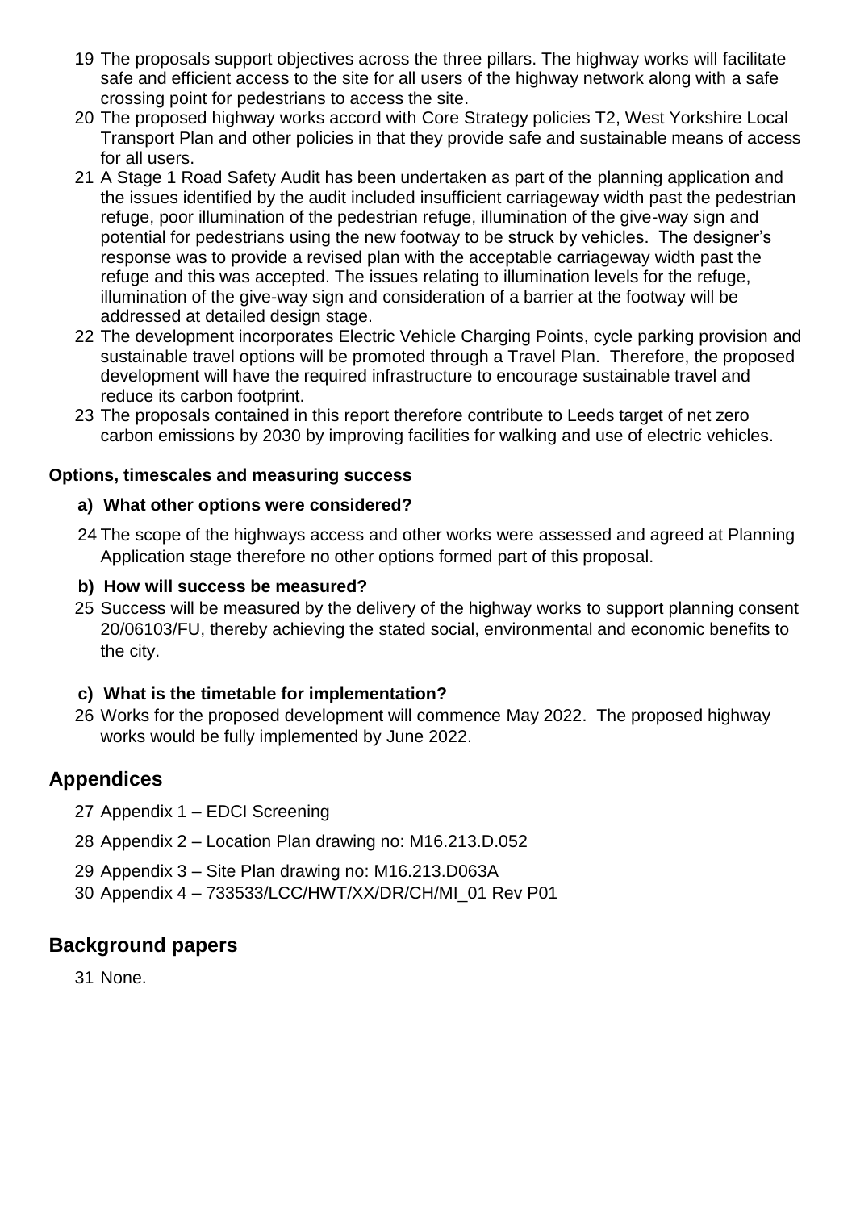19 The proposals support objectives across the three pillars. The highway works will facilitate safe and efficient access to the site for all users of the highway network along with a safe crossing point for pedestrians to access the site.

20 The proposed highway works accord with Core Strategy policies T2, West Yorkshire Local Transport Plan and other policies in that they provide safe and sustainable means of access for all users.

21 A Stage 1 Road Safety Audit has been undertaken as part of the planning application and the issues identified by the audit included insufficient carriageway width past the pedestrian refuge, poor illumination of the pedestrian refuge, illumination of the give-way sign and potential for pedestrians using the new footway to be struck by vehicles. The designer's response was to provide a revised plan with the acceptable carriageway width past the refuge and this was accepted. The issues relating to illumination levels for the refuge, illumination of the give-way sign and consideration of a barrier at the footway will be addressed at detailed design stage.

22 The development incorporates Electric Vehicle Charging Points, cycle parking provision and sustainable travel options will be promoted through a Travel Plan. Therefore, the proposed development will have the required infrastructure to encourage sustainable travel and reduce its carbon footprint.

23 The proposals contained in this report therefore contribute to Leeds target of net zero carbon emissions by 2030 by improving facilities for walking and use of electric vehicles.

**Options, timescales and measuring success**

**a) What other options were considered?**

24 The scope of the highways access and other works were assessed and agreed at Planning Application stage therefore no other options formed part of this proposal.

**b) How will success be measured?**

25 Success will be measured by the delivery of the highway works to support planning consent 20/06103/FU, thereby achieving the stated social, environmental and economic benefits to the city.

**c) What is the timetable for implementation?**

26 Works for the proposed development will commence May 2022. The proposed highway works would be fully implemented by June 2022.

## Appendices

27 Appendix 1 – EDCI Screening

28 Appendix 2 – Location Plan drawing no: M16.213.D.052

29 Appendix 3 – Site Plan drawing no: M16.213.D063A

30 Appendix 4 – 733533/LCC/HWT/XX/DR/CH/MI_01 Rev P01

## Background papers

31 None.